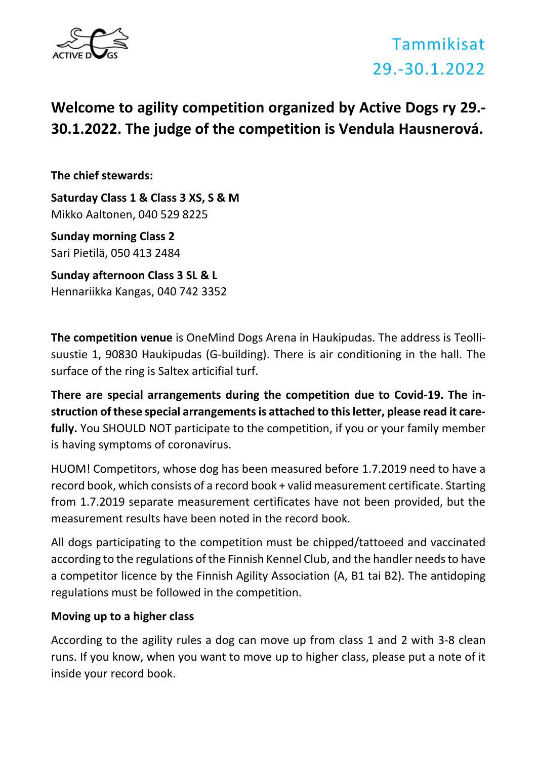Tammikisat
29.-30.1.2022

# Welcome to agility competition organized by Active Dogs ry 29.-30.1.2022. The judge of the competition is Vendula Hausnerová.

**The chief stewards:**

**Saturday Class 1 & Class 3 XS, S & M**
Mikko Aaltonen, 040 529 8225

**Sunday morning Class 2**
Sari Pietilä, 050 413 2484

**Sunday afternoon Class 3 SL & L**
Hennariikka Kangas, 040 742 3352

**The competition venue** is OneMind Dogs Arena in Haukipudas. The address is Teollisuustie 1, 90830 Haukipudas (G-building). There is air conditioning in the hall. The surface of the ring is Saltex articifial turf.

**There are special arrangements during the competition due to Covid-19. The instruction of these special arrangements is attached to this letter, please read it carefully.** You SHOULD NOT participate to the competition, if you or your family member is having symptoms of coronavirus.

HUOM! Competitors, whose dog has been measured before 1.7.2019 need to have a record book, which consists of a record book + valid measurement certificate. Starting from 1.7.2019 separate measurement certificates have not been provided, but the measurement results have been noted in the record book.

All dogs participating to the competition must be chipped/tattoeed and vaccinated according to the regulations of the Finnish Kennel Club, and the handler needs to have a competitor licence by the Finnish Agility Association (A, B1 tai B2). The antidoping regulations must be followed in the competition.

**Moving up to a higher class**

According to the agility rules a dog can move up from class 1 and 2 with 3-8 clean runs. If you know, when you want to move up to higher class, please put a note of it inside your record book.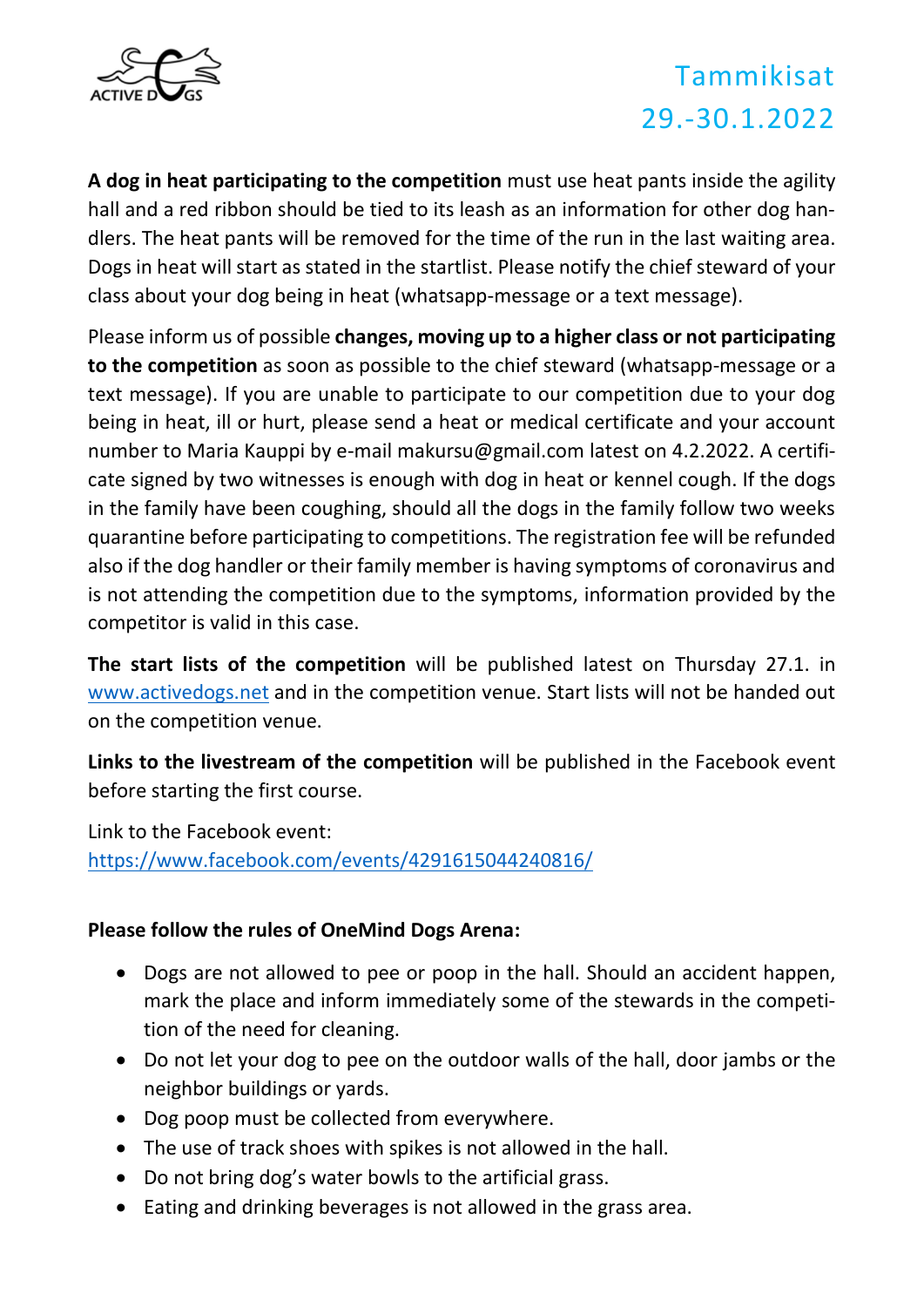**A dog in heat participating to the competition** must use heat pants inside the agility hall and a red ribbon should be tied to its leash as an information for other dog handlers. The heat pants will be removed for the time of the run in the last waiting area. Dogs in heat will start as stated in the startlist. Please notify the chief steward of your class about your dog being in heat (whatsapp-message or a text message).

Please inform us of possible **changes, moving up to a higher class or not participating to the competition** as soon as possible to the chief steward (whatsapp-message or a text message). If you are unable to participate to our competition due to your dog being in heat, ill or hurt, please send a heat or medical certificate and your account number to Maria Kauppi by e-mail makursu@gmail.com latest on 4.2.2022. A certificate signed by two witnesses is enough with dog in heat or kennel cough. If the dogs in the family have been coughing, should all the dogs in the family follow two weeks quarantine before participating to competitions. The registration fee will be refunded also if the dog handler or their family member is having symptoms of coronavirus and is not attending the competition due to the symptoms, information provided by the competitor is valid in this case.

**The start lists of the competition** will be published latest on Thursday 27.1. in www.activedogs.net and in the competition venue. Start lists will not be handed out on the competition venue.

**Links to the livestream of the competition** will be published in the Facebook event before starting the first course.

Link to the Facebook event:
https://www.facebook.com/events/4291615044240816/

**Please follow the rules of OneMind Dogs Arena:**

- Dogs are not allowed to pee or poop in the hall. Should an accident happen, mark the place and inform immediately some of the stewards in the competition of the need for cleaning.
- Do not let your dog to pee on the outdoor walls of the hall, door jambs or the neighbor buildings or yards.
- Dog poop must be collected from everywhere.
- The use of track shoes with spikes is not allowed in the hall.
- Do not bring dog's water bowls to the artificial grass.
- Eating and drinking beverages is not allowed in the grass area.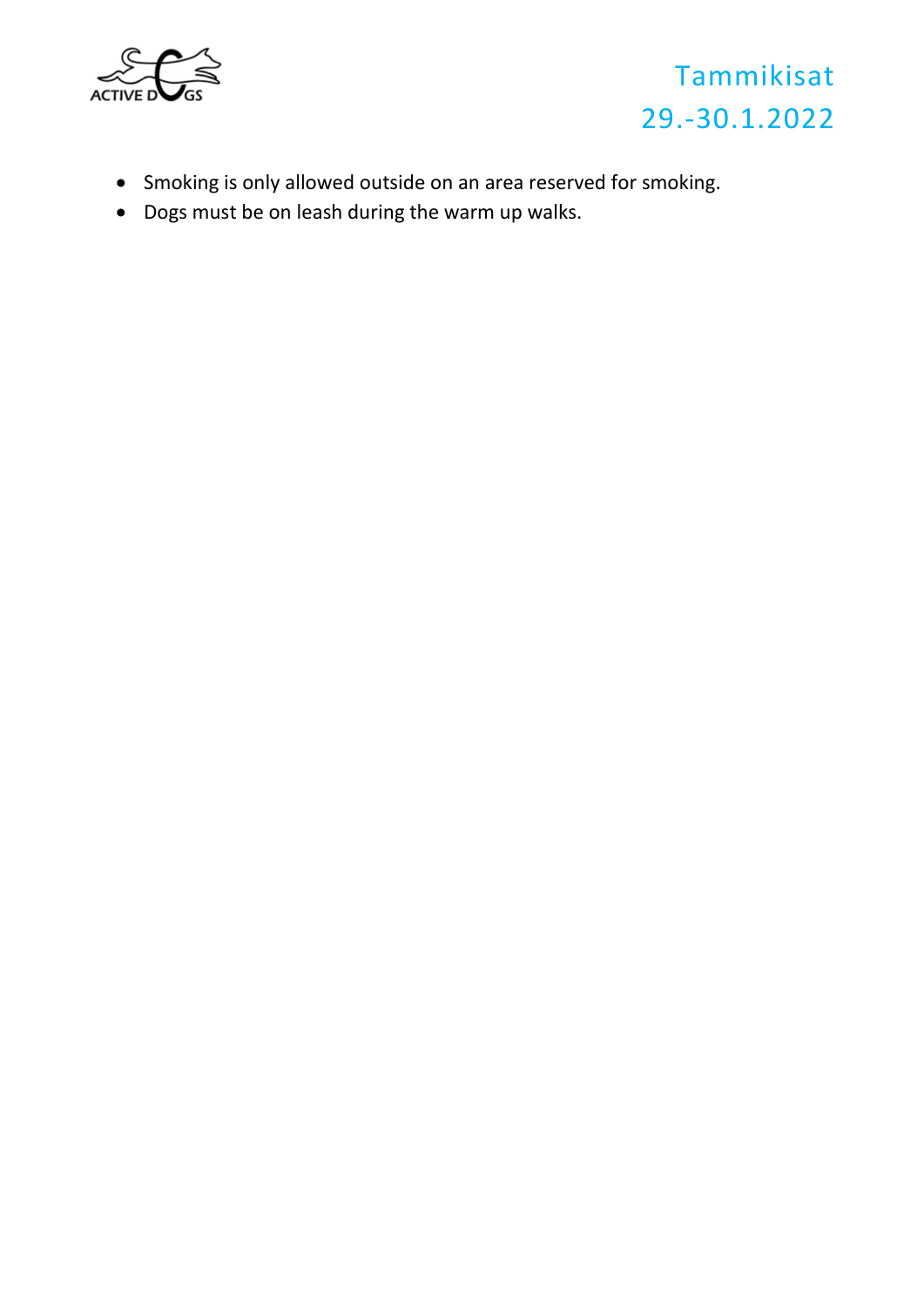- Smoking is only allowed outside on an area reserved for smoking.
- Dogs must be on leash during the warm up walks.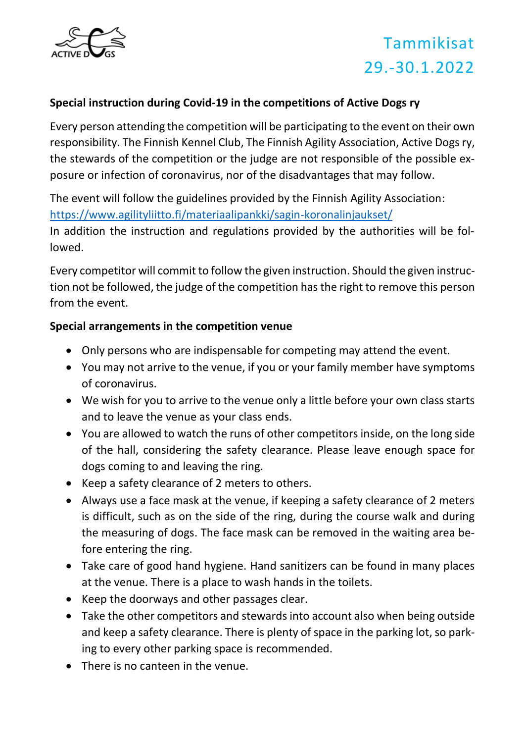Tammikisat
29.-30.1.2022

**Special instruction during Covid-19 in the competitions of Active Dogs ry**

Every person attending the competition will be participating to the event on their own responsibility. The Finnish Kennel Club, The Finnish Agility Association, Active Dogs ry, the stewards of the competition or the judge are not responsible of the possible exposure or infection of coronavirus, nor of the disadvantages that may follow.

The event will follow the guidelines provided by the Finnish Agility Association: https://www.agilityliitto.fi/materiaalipankki/sagin-koronalinjaukset/
In addition the instruction and regulations provided by the authorities will be followed.

Every competitor will commit to follow the given instruction. Should the given instruction not be followed, the judge of the competition has the right to remove this person from the event.

**Special arrangements in the competition venue**

- Only persons who are indispensable for competing may attend the event.
- You may not arrive to the venue, if you or your family member have symptoms of coronavirus.
- We wish for you to arrive to the venue only a little before your own class starts and to leave the venue as your class ends.
- You are allowed to watch the runs of other competitors inside, on the long side of the hall, considering the safety clearance. Please leave enough space for dogs coming to and leaving the ring.
- Keep a safety clearance of 2 meters to others.
- Always use a face mask at the venue, if keeping a safety clearance of 2 meters is difficult, such as on the side of the ring, during the course walk and during the measuring of dogs. The face mask can be removed in the waiting area before entering the ring.
- Take care of good hand hygiene. Hand sanitizers can be found in many places at the venue. There is a place to wash hands in the toilets.
- Keep the doorways and other passages clear.
- Take the other competitors and stewards into account also when being outside and keep a safety clearance. There is plenty of space in the parking lot, so parking to every other parking space is recommended.
- There is no canteen in the venue.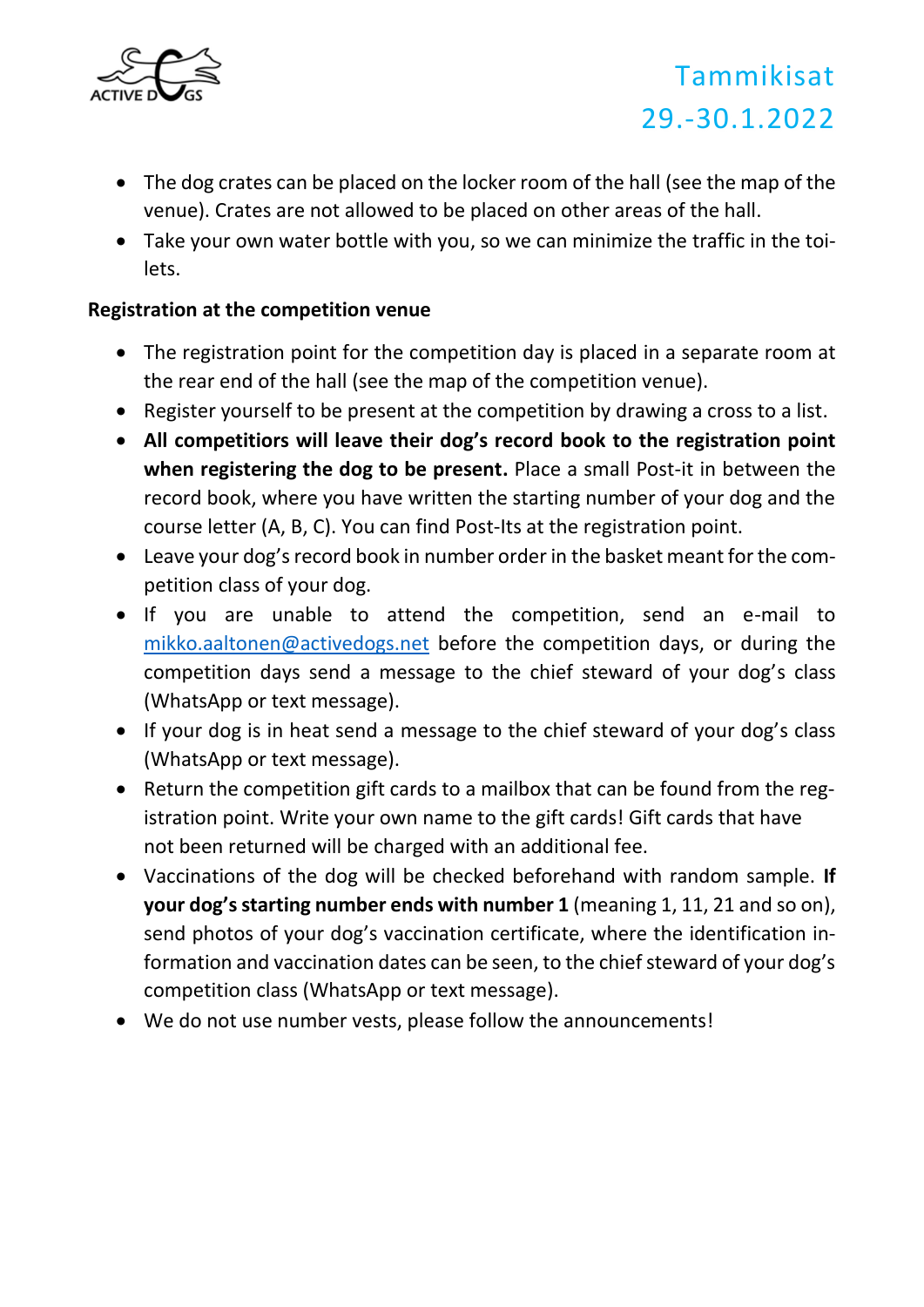- The dog crates can be placed on the locker room of the hall (see the map of the venue). Crates are not allowed to be placed on other areas of the hall.
- Take your own water bottle with you, so we can minimize the traffic in the toilets.

**Registration at the competition venue**

- The registration point for the competition day is placed in a separate room at the rear end of the hall (see the map of the competition venue).
- Register yourself to be present at the competition by drawing a cross to a list.
- **All competitors will leave their dog's record book to the registration point when registering the dog to be present.** Place a small Post-it in between the record book, where you have written the starting number of your dog and the course letter (A, B, C). You can find Post-Its at the registration point.
- Leave your dog's record book in number order in the basket meant for the competition class of your dog.
- If you are unable to attend the competition, send an e-mail to mikko.aaltonen@activedogs.net before the competition days, or during the competition days send a message to the chief steward of your dog's class (WhatsApp or text message).
- If your dog is in heat send a message to the chief steward of your dog's class (WhatsApp or text message).
- Return the competition gift cards to a mailbox that can be found from the registration point. Write your own name to the gift cards! Gift cards that have not been returned will be charged with an additional fee.
- Vaccinations of the dog will be checked beforehand with random sample. **If your dog's starting number ends with number 1** (meaning 1, 11, 21 and so on), send photos of your dog's vaccination certificate, where the identification information and vaccination dates can be seen, to the chief steward of your dog's competition class (WhatsApp or text message).
- We do not use number vests, please follow the announcements!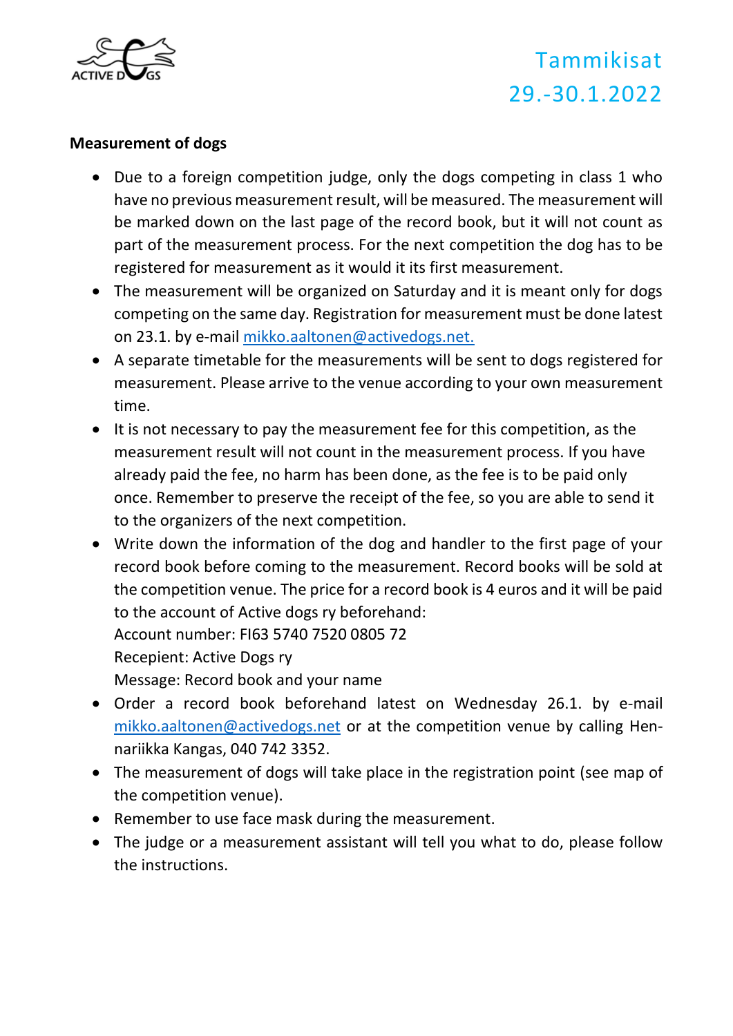Tammikisat
29.-30.1.2022

**Measurement of dogs**

- Due to a foreign competition judge, only the dogs competing in class 1 who have no previous measurement result, will be measured. The measurement will be marked down on the last page of the record book, but it will not count as part of the measurement process. For the next competition the dog has to be registered for measurement as it would it its first measurement.
- The measurement will be organized on Saturday and it is meant only for dogs competing on the same day. Registration for measurement must be done latest on 23.1. by e-mail mikko.aaltonen@activedogs.net.
- A separate timetable for the measurements will be sent to dogs registered for measurement. Please arrive to the venue according to your own measurement time.
- It is not necessary to pay the measurement fee for this competition, as the measurement result will not count in the measurement process. If you have already paid the fee, no harm has been done, as the fee is to be paid only once. Remember to preserve the receipt of the fee, so you are able to send it to the organizers of the next competition.
- Write down the information of the dog and handler to the first page of your record book before coming to the measurement. Record books will be sold at the competition venue. The price for a record book is 4 euros and it will be paid to the account of Active dogs ry beforehand:
  Account number: FI63 5740 7520 0805 72
  Recepient: Active Dogs ry
  Message: Record book and your name
- Order a record book beforehand latest on Wednesday 26.1. by e-mail mikko.aaltonen@activedogs.net or at the competition venue by calling Hennariikka Kangas, 040 742 3352.
- The measurement of dogs will take place in the registration point (see map of the competition venue).
- Remember to use face mask during the measurement.
- The judge or a measurement assistant will tell you what to do, please follow the instructions.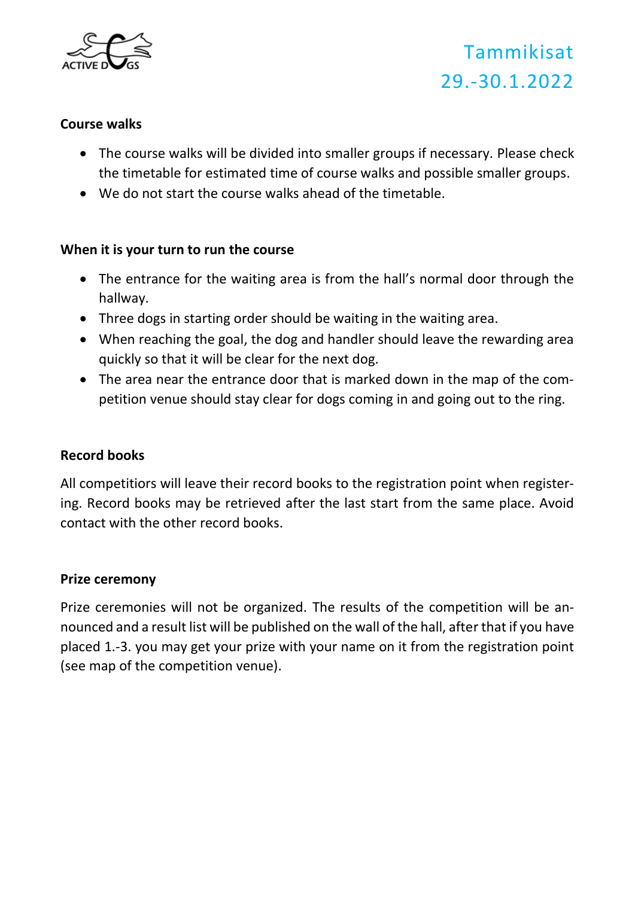### Course walks

- The course walks will be divided into smaller groups if necessary. Please check the timetable for estimated time of course walks and possible smaller groups.
- We do not start the course walks ahead of the timetable.

### When it is your turn to run the course

- The entrance for the waiting area is from the hall's normal door through the hallway.
- Three dogs in starting order should be waiting in the waiting area.
- When reaching the goal, the dog and handler should leave the rewarding area quickly so that it will be clear for the next dog.
- The area near the entrance door that is marked down in the map of the competition venue should stay clear for dogs coming in and going out to the ring.

### Record books

All competitiors will leave their record books to the registration point when registering. Record books may be retrieved after the last start from the same place. Avoid contact with the other record books.

### Prize ceremony

Prize ceremonies will not be organized. The results of the competition will be announced and a result list will be published on the wall of the hall, after that if you have placed 1.-3. you may get your prize with your name on it from the registration point (see map of the competition venue).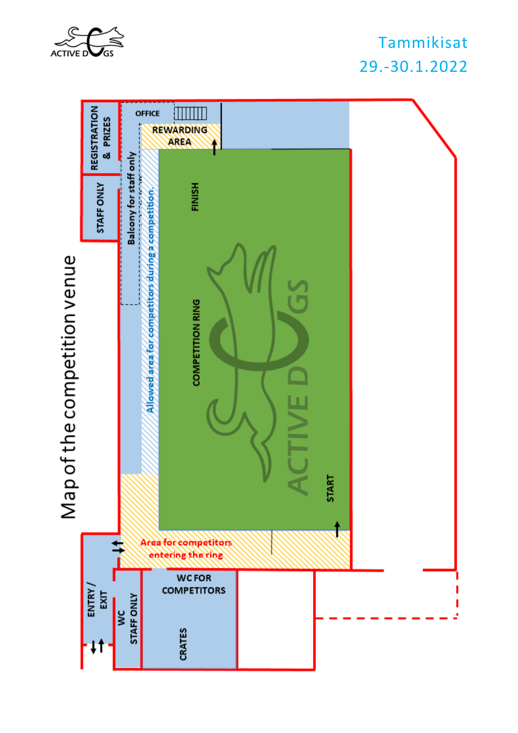Tammikisat
29.-30.1.2022

# Map of the competition venue

REGISTRATION & PRIZES

STAFF ONLY

OFFICE

REWARDING AREA

Balcony for staff only

Allowed area for competitors during a competition.

FINISH

COMPETITION RING

START

Area for competitors entering the ring

ENTRY / EXIT

WC STAFF ONLY

WC FOR COMPETITORS

CRATES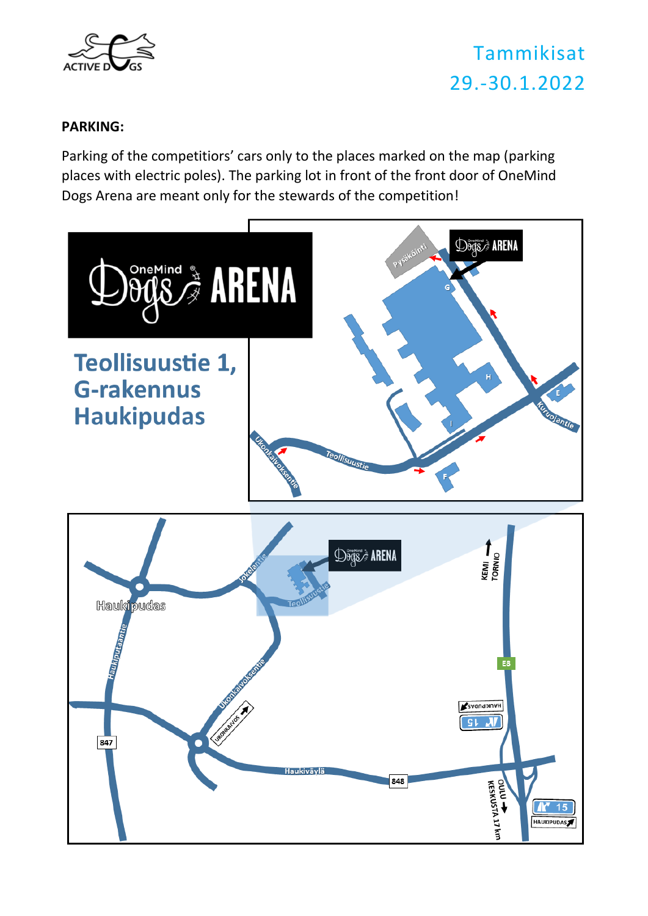Tammikisat
29.-30.1.2022

**PARKING:**

Parking of the competitiors' cars only to the places marked on the map (parking places with electric poles). The parking lot in front of the front door of OneMind Dogs Arena are meant only for the stewards of the competition!

OneMind Dogs ARENA

**Teollisuustie 1,**
**G-rakennus**
**Haukipudas**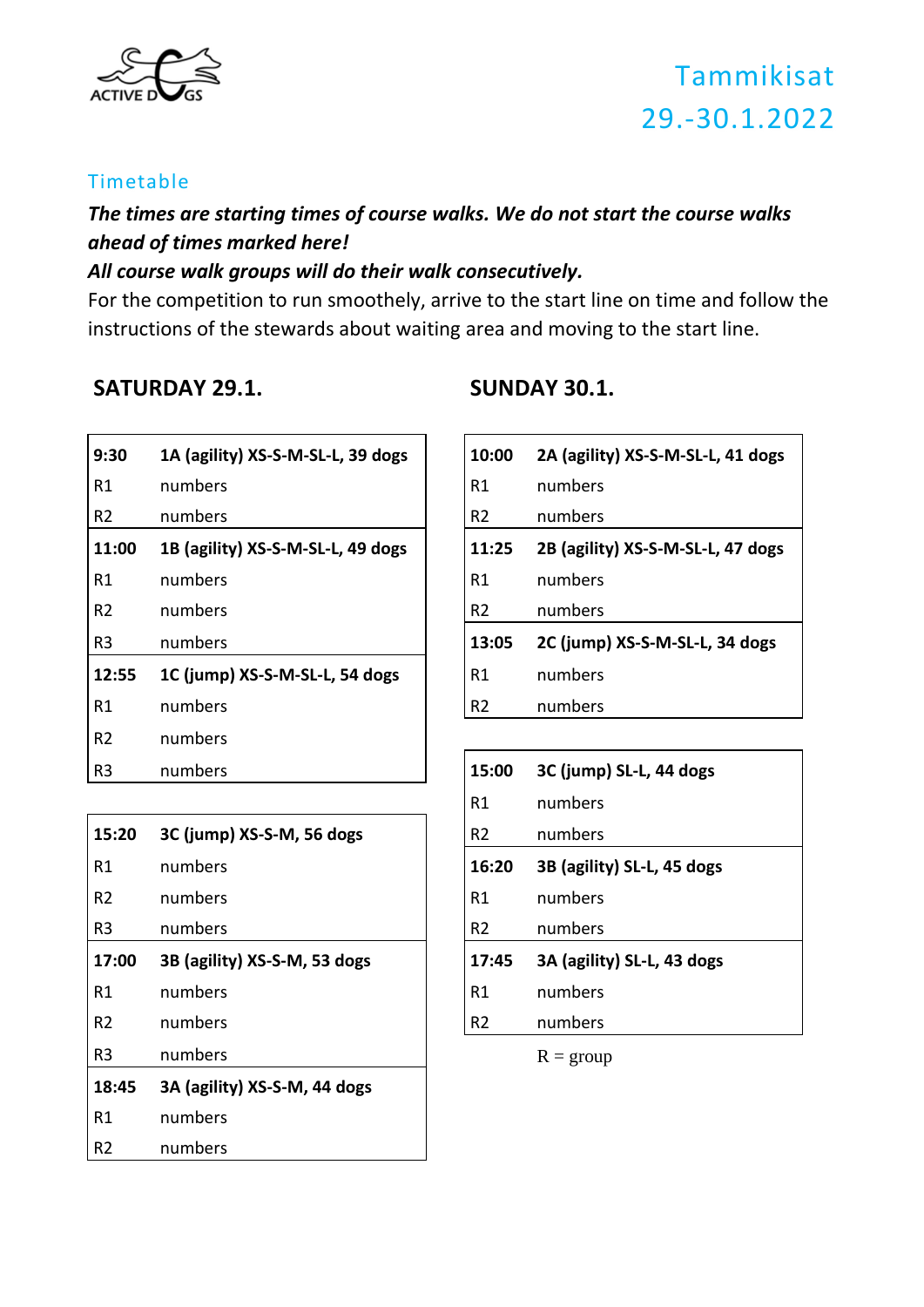ACTIVE DOGS

# Tammikisat
# 29.-30.1.2022

## Timetable

***The times are starting times of course walks. We do not start the course walks ahead of times marked here!***

***All course walk groups will do their walk consecutively.***

For the competition to run smoothely, arrive to the start line on time and follow the instructions of the stewards about waiting area and moving to the start line.

### SATURDAY 29.1.

| | |
|---|---|
| **9:30** | **1A (agility) XS-S-M-SL-L, 39 dogs** |
| R1 | numbers |
| R2 | numbers |
| **11:00** | **1B (agility) XS-S-M-SL-L, 49 dogs** |
| R1 | numbers |
| R2 | numbers |
| R3 | numbers |
| **12:55** | **1C (jump) XS-S-M-SL-L, 54 dogs** |
| R1 | numbers |
| R2 | numbers |
| R3 | numbers |

| | |
|---|---|
| **15:20** | **3C (jump) XS-S-M, 56 dogs** |
| R1 | numbers |
| R2 | numbers |
| R3 | numbers |
| **17:00** | **3B (agility) XS-S-M, 53 dogs** |
| R1 | numbers |
| R2 | numbers |
| R3 | numbers |
| **18:45** | **3A (agility) XS-S-M, 44 dogs** |
| R1 | numbers |
| R2 | numbers |

### SUNDAY 30.1.

| | |
|---|---|
| **10:00** | **2A (agility) XS-S-M-SL-L, 41 dogs** |
| R1 | numbers |
| R2 | numbers |
| **11:25** | **2B (agility) XS-S-M-SL-L, 47 dogs** |
| R1 | numbers |
| R2 | numbers |
| **13:05** | **2C (jump) XS-S-M-SL-L, 34 dogs** |
| R1 | numbers |
| R2 | numbers |

| | |
|---|---|
| **15:00** | **3C (jump) SL-L, 44 dogs** |
| R1 | numbers |
| R2 | numbers |
| **16:20** | **3B (agility) SL-L, 45 dogs** |
| R1 | numbers |
| R2 | numbers |
| **17:45** | **3A (agility) SL-L, 43 dogs** |
| R1 | numbers |
| R2 | numbers |

R = group